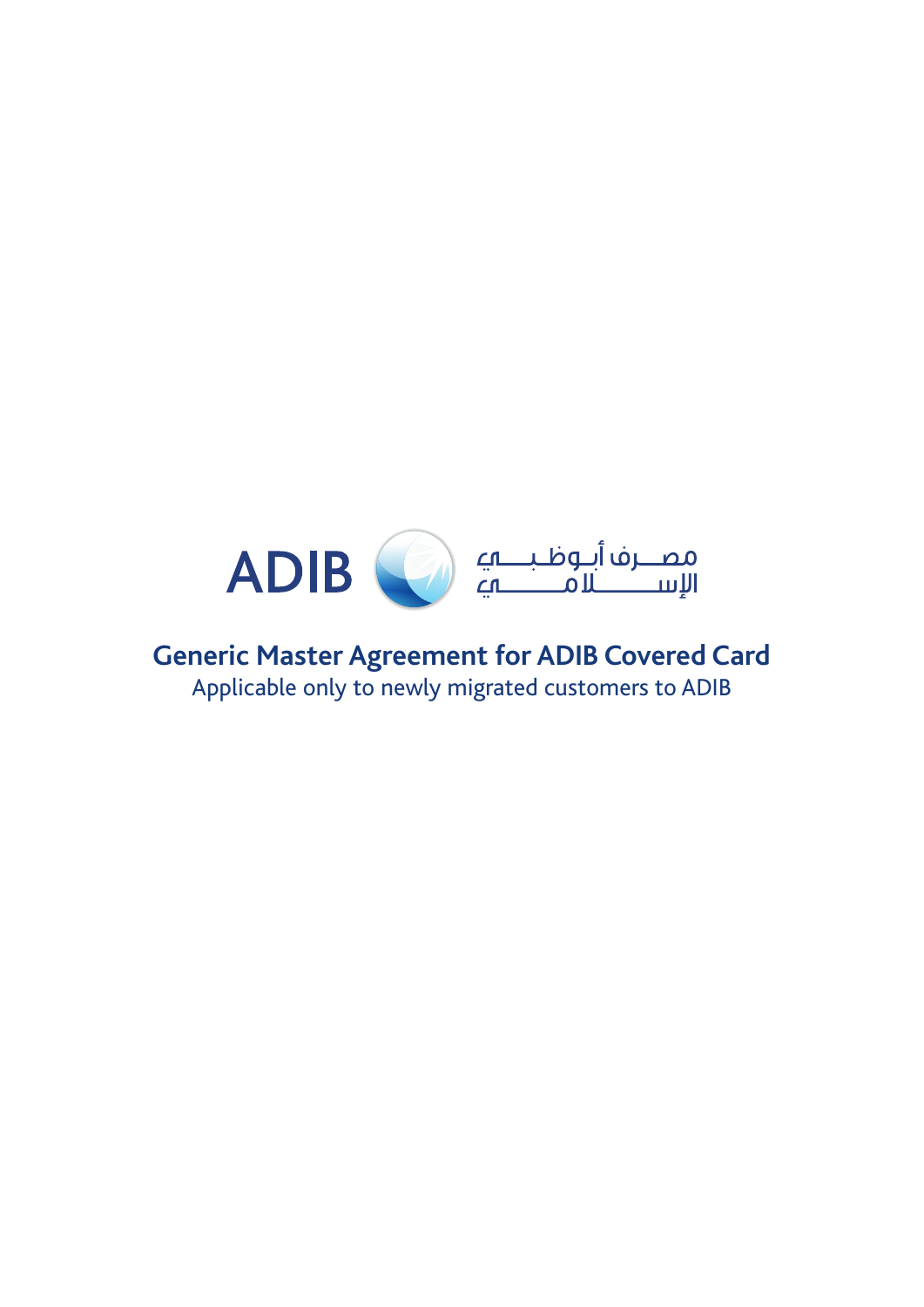ADIB مصرف أبوظبي الإسلامي

# Generic Master Agreement for ADIB Covered Card

Applicable only to newly migrated customers to ADIB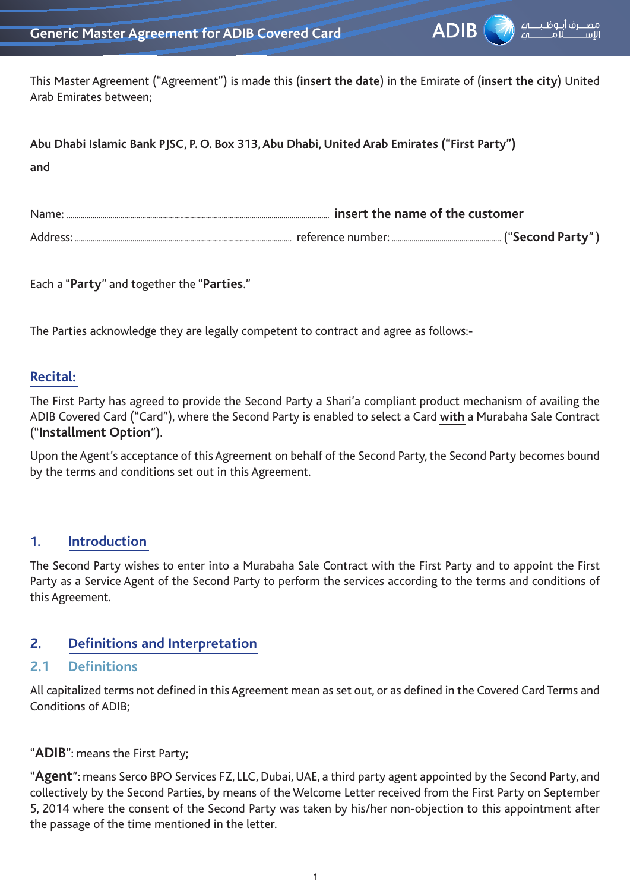This Master Agreement ("Agreement") is made this (**insert the date**) in the Emirate of (**insert the city**) United Arab Emirates between;

**Abu Dhabi Islamic Bank PJSC, P. O. Box 313, Abu Dhabi, United Arab Emirates ("First Party")**

**and**

Name: .................................................................................................................. **insert the name of the customer**

Address: ........................................................................................................ reference number: ...................................................... ("**Second Party**")

Each a "**Party**" and together the "**Parties**."

The Parties acknowledge they are legally competent to contract and agree as follows:-

## Recital:

The First Party has agreed to provide the Second Party a Shari'a compliant product mechanism of availing the ADIB Covered Card ("Card"), where the Second Party is enabled to select a Card **with** a Murabaha Sale Contract ("**Installment Option**").

Upon the Agent's acceptance of this Agreement on behalf of the Second Party, the Second Party becomes bound by the terms and conditions set out in this Agreement.

## 1. Introduction

The Second Party wishes to enter into a Murabaha Sale Contract with the First Party and to appoint the First Party as a Service Agent of the Second Party to perform the services according to the terms and conditions of this Agreement.

## 2. Definitions and Interpretation

### 2.1 Definitions

All capitalized terms not defined in this Agreement mean as set out, or as defined in the Covered Card Terms and Conditions of ADIB;

"**ADIB**": means the First Party;

"**Agent**": means Serco BPO Services FZ, LLC, Dubai, UAE, a third party agent appointed by the Second Party, and collectively by the Second Parties, by means of the Welcome Letter received from the First Party on September 5, 2014 where the consent of the Second Party was taken by his/her non-objection to this appointment after the passage of the time mentioned in the letter.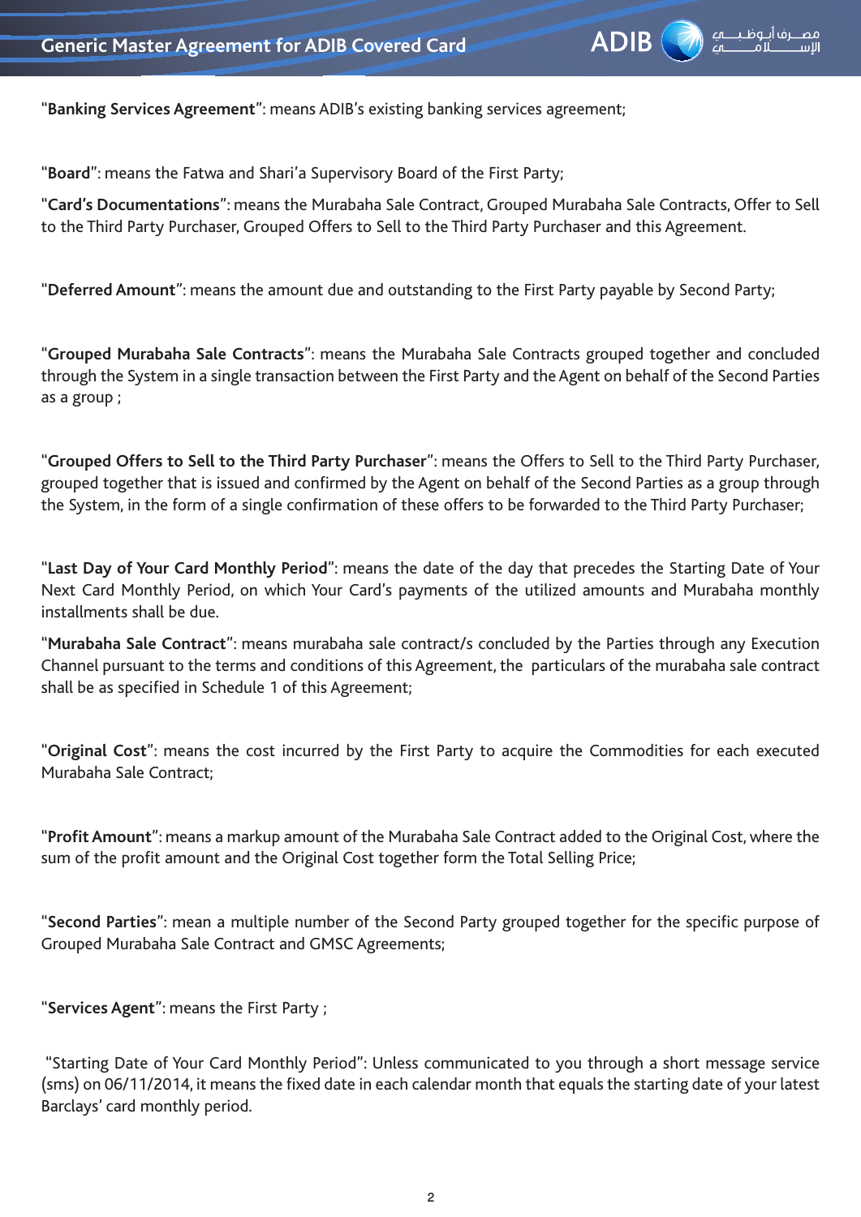"**Banking Services Agreement**": means ADIB's existing banking services agreement;

"**Board**": means the Fatwa and Shari'a Supervisory Board of the First Party;

"**Card's Documentations**": means the Murabaha Sale Contract, Grouped Murabaha Sale Contracts, Offer to Sell to the Third Party Purchaser, Grouped Offers to Sell to the Third Party Purchaser and this Agreement.

"**Deferred Amount**": means the amount due and outstanding to the First Party payable by Second Party;

"**Grouped Murabaha Sale Contracts**": means the Murabaha Sale Contracts grouped together and concluded through the System in a single transaction between the First Party and the Agent on behalf of the Second Parties as a group ;

"**Grouped Offers to Sell to the Third Party Purchaser**": means the Offers to Sell to the Third Party Purchaser, grouped together that is issued and confirmed by the Agent on behalf of the Second Parties as a group through the System, in the form of a single confirmation of these offers to be forwarded to the Third Party Purchaser;

"**Last Day of Your Card Monthly Period**": means the date of the day that precedes the Starting Date of Your Next Card Monthly Period, on which Your Card's payments of the utilized amounts and Murabaha monthly installments shall be due.

"**Murabaha Sale Contract**": means murabaha sale contract/s concluded by the Parties through any Execution Channel pursuant to the terms and conditions of this Agreement, the particulars of the murabaha sale contract shall be as specified in Schedule 1 of this Agreement;

"**Original Cost**": means the cost incurred by the First Party to acquire the Commodities for each executed Murabaha Sale Contract;

"**Profit Amount**": means a markup amount of the Murabaha Sale Contract added to the Original Cost, where the sum of the profit amount and the Original Cost together form the Total Selling Price;

"**Second Parties**": mean a multiple number of the Second Party grouped together for the specific purpose of Grouped Murabaha Sale Contract and GMSC Agreements;

"**Services Agent**": means the First Party ;

"Starting Date of Your Card Monthly Period": Unless communicated to you through a short message service (sms) on 06/11/2014, it means the fixed date in each calendar month that equals the starting date of your latest Barclays' card monthly period.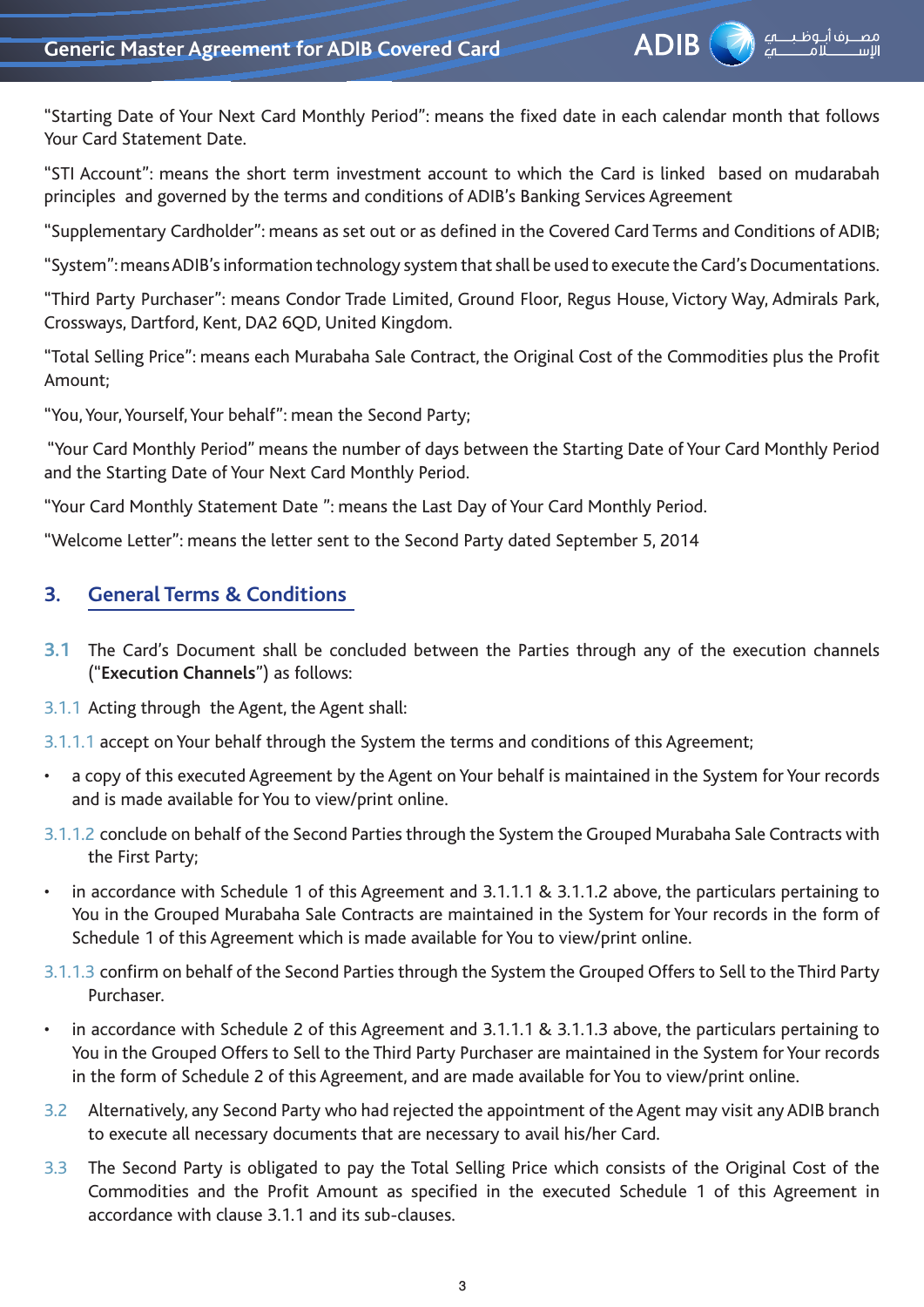"Starting Date of Your Next Card Monthly Period": means the fixed date in each calendar month that follows Your Card Statement Date.

"STI Account": means the short term investment account to which the Card is linked based on mudarabah principles and governed by the terms and conditions of ADIB's Banking Services Agreement

"Supplementary Cardholder": means as set out or as defined in the Covered Card Terms and Conditions of ADIB;

"System": means ADIB's information technology system that shall be used to execute the Card's Documentations.

"Third Party Purchaser": means Condor Trade Limited, Ground Floor, Regus House, Victory Way, Admirals Park, Crossways, Dartford, Kent, DA2 6QD, United Kingdom.

"Total Selling Price": means each Murabaha Sale Contract, the Original Cost of the Commodities plus the Profit Amount;

"You, Your, Yourself, Your behalf": mean the Second Party;

"Your Card Monthly Period" means the number of days between the Starting Date of Your Card Monthly Period and the Starting Date of Your Next Card Monthly Period.

"Your Card Monthly Statement Date ": means the Last Day of Your Card Monthly Period.

"Welcome Letter": means the letter sent to the Second Party dated September 5, 2014

## 3. General Terms & Conditions

**3.1** The Card's Document shall be concluded between the Parties through any of the execution channels ("**Execution Channels**") as follows:

3.1.1 Acting through the Agent, the Agent shall:

3.1.1.1 accept on Your behalf through the System the terms and conditions of this Agreement;

- a copy of this executed Agreement by the Agent on Your behalf is maintained in the System for Your records and is made available for You to view/print online.

3.1.1.2 conclude on behalf of the Second Parties through the System the Grouped Murabaha Sale Contracts with the First Party;

- in accordance with Schedule 1 of this Agreement and 3.1.1.1 & 3.1.1.2 above, the particulars pertaining to You in the Grouped Murabaha Sale Contracts are maintained in the System for Your records in the form of Schedule 1 of this Agreement which is made available for You to view/print online.

3.1.1.3 confirm on behalf of the Second Parties through the System the Grouped Offers to Sell to the Third Party Purchaser.

- in accordance with Schedule 2 of this Agreement and 3.1.1.1 & 3.1.1.3 above, the particulars pertaining to You in the Grouped Offers to Sell to the Third Party Purchaser are maintained in the System for Your records in the form of Schedule 2 of this Agreement, and are made available for You to view/print online.

3.2 Alternatively, any Second Party who had rejected the appointment of the Agent may visit any ADIB branch to execute all necessary documents that are necessary to avail his/her Card.

3.3 The Second Party is obligated to pay the Total Selling Price which consists of the Original Cost of the Commodities and the Profit Amount as specified in the executed Schedule 1 of this Agreement in accordance with clause 3.1.1 and its sub-clauses.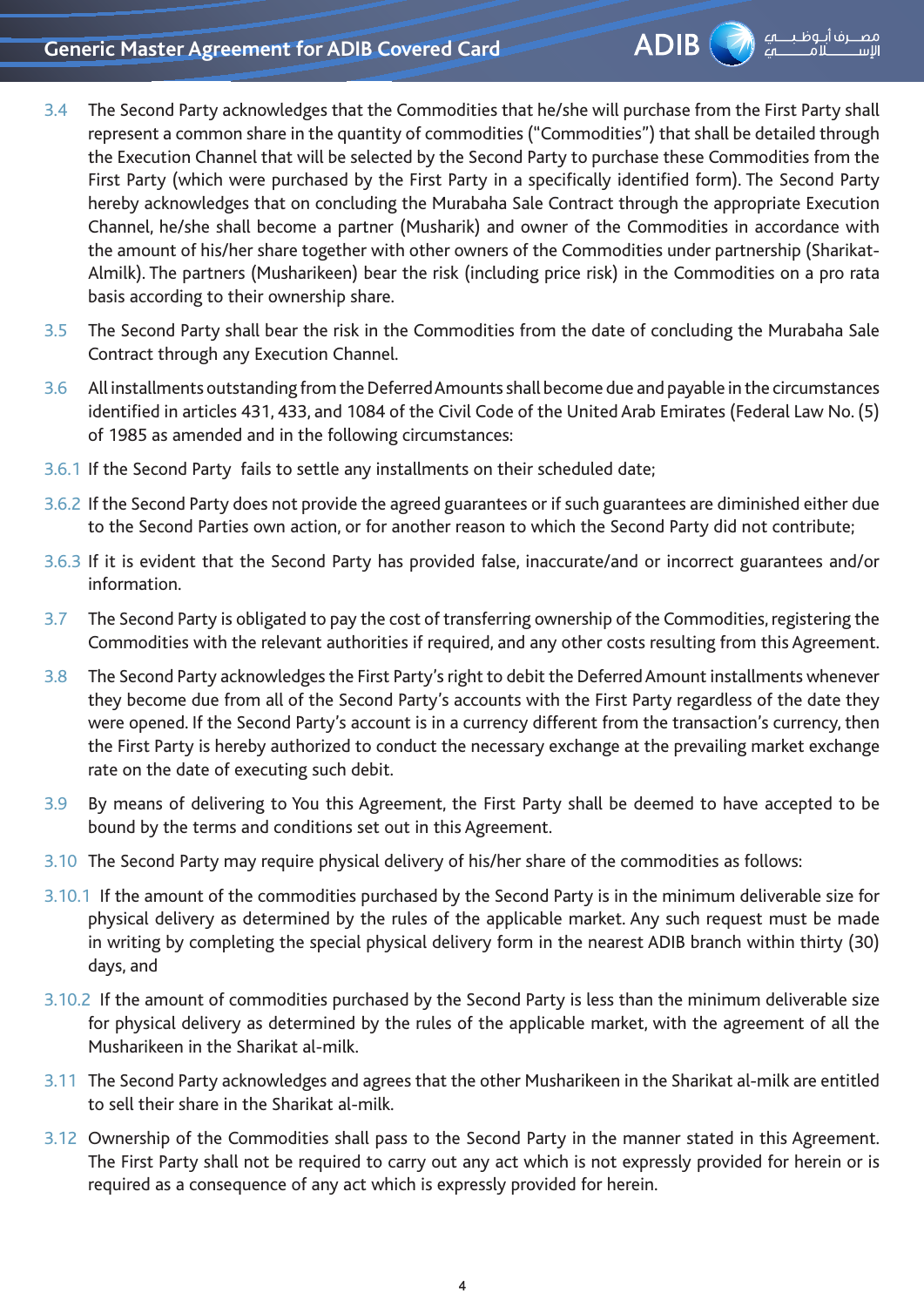3.4 The Second Party acknowledges that the Commodities that he/she will purchase from the First Party shall represent a common share in the quantity of commodities ("Commodities") that shall be detailed through the Execution Channel that will be selected by the Second Party to purchase these Commodities from the First Party (which were purchased by the First Party in a specifically identified form). The Second Party hereby acknowledges that on concluding the Murabaha Sale Contract through the appropriate Execution Channel, he/she shall become a partner (Musharik) and owner of the Commodities in accordance with the amount of his/her share together with other owners of the Commodities under partnership (Sharikat-Almilk). The partners (Musharikeen) bear the risk (including price risk) in the Commodities on a pro rata basis according to their ownership share.

3.5 The Second Party shall bear the risk in the Commodities from the date of concluding the Murabaha Sale Contract through any Execution Channel.

3.6 All installments outstanding from the Deferred Amounts shall become due and payable in the circumstances identified in articles 431, 433, and 1084 of the Civil Code of the United Arab Emirates (Federal Law No. (5) of 1985 as amended and in the following circumstances:

3.6.1 If the Second Party fails to settle any installments on their scheduled date;

3.6.2 If the Second Party does not provide the agreed guarantees or if such guarantees are diminished either due to the Second Parties own action, or for another reason to which the Second Party did not contribute;

3.6.3 If it is evident that the Second Party has provided false, inaccurate/and or incorrect guarantees and/or information.

3.7 The Second Party is obligated to pay the cost of transferring ownership of the Commodities, registering the Commodities with the relevant authorities if required, and any other costs resulting from this Agreement.

3.8 The Second Party acknowledges the First Party's right to debit the Deferred Amount installments whenever they become due from all of the Second Party's accounts with the First Party regardless of the date they were opened. If the Second Party's account is in a currency different from the transaction's currency, then the First Party is hereby authorized to conduct the necessary exchange at the prevailing market exchange rate on the date of executing such debit.

3.9 By means of delivering to You this Agreement, the First Party shall be deemed to have accepted to be bound by the terms and conditions set out in this Agreement.

3.10 The Second Party may require physical delivery of his/her share of the commodities as follows:

3.10.1 If the amount of the commodities purchased by the Second Party is in the minimum deliverable size for physical delivery as determined by the rules of the applicable market. Any such request must be made in writing by completing the special physical delivery form in the nearest ADIB branch within thirty (30) days, and

3.10.2 If the amount of commodities purchased by the Second Party is less than the minimum deliverable size for physical delivery as determined by the rules of the applicable market, with the agreement of all the Musharikeen in the Sharikat al-milk.

3.11 The Second Party acknowledges and agrees that the other Musharikeen in the Sharikat al-milk are entitled to sell their share in the Sharikat al-milk.

3.12 Ownership of the Commodities shall pass to the Second Party in the manner stated in this Agreement. The First Party shall not be required to carry out any act which is not expressly provided for herein or is required as a consequence of any act which is expressly provided for herein.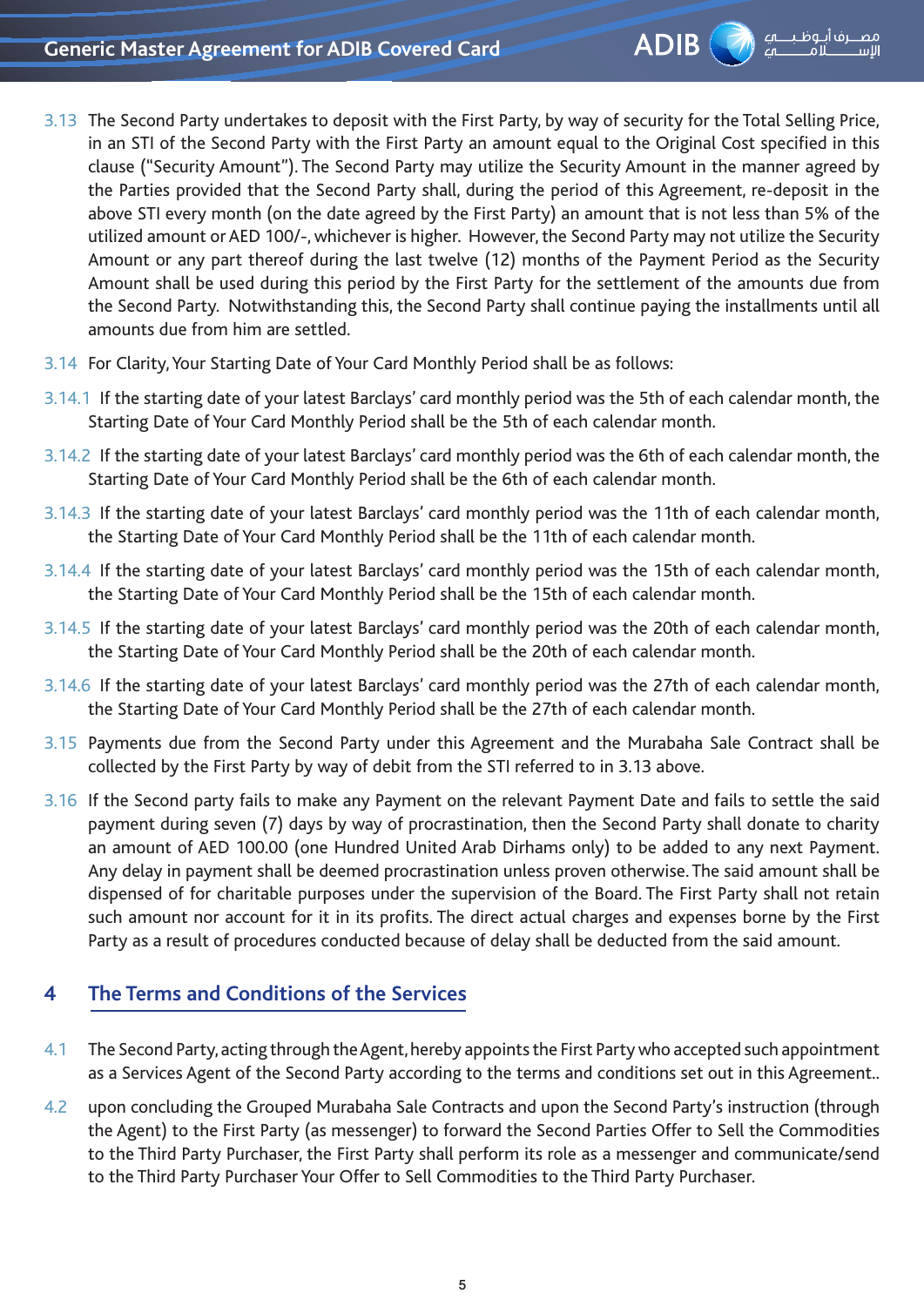3.13 The Second Party undertakes to deposit with the First Party, by way of security for the Total Selling Price, in an STI of the Second Party with the First Party an amount equal to the Original Cost specified in this clause ("Security Amount"). The Second Party may utilize the Security Amount in the manner agreed by the Parties provided that the Second Party shall, during the period of this Agreement, re-deposit in the above STI every month (on the date agreed by the First Party) an amount that is not less than 5% of the utilized amount or AED 100/-, whichever is higher. However, the Second Party may not utilize the Security Amount or any part thereof during the last twelve (12) months of the Payment Period as the Security Amount shall be used during this period by the First Party for the settlement of the amounts due from the Second Party. Notwithstanding this, the Second Party shall continue paying the installments until all amounts due from him are settled.

3.14 For Clarity, Your Starting Date of Your Card Monthly Period shall be as follows:

3.14.1 If the starting date of your latest Barclays' card monthly period was the 5th of each calendar month, the Starting Date of Your Card Monthly Period shall be the 5th of each calendar month.

3.14.2 If the starting date of your latest Barclays' card monthly period was the 6th of each calendar month, the Starting Date of Your Card Monthly Period shall be the 6th of each calendar month.

3.14.3 If the starting date of your latest Barclays' card monthly period was the 11th of each calendar month, the Starting Date of Your Card Monthly Period shall be the 11th of each calendar month.

3.14.4 If the starting date of your latest Barclays' card monthly period was the 15th of each calendar month, the Starting Date of Your Card Monthly Period shall be the 15th of each calendar month.

3.14.5 If the starting date of your latest Barclays' card monthly period was the 20th of each calendar month, the Starting Date of Your Card Monthly Period shall be the 20th of each calendar month.

3.14.6 If the starting date of your latest Barclays' card monthly period was the 27th of each calendar month, the Starting Date of Your Card Monthly Period shall be the 27th of each calendar month.

3.15 Payments due from the Second Party under this Agreement and the Murabaha Sale Contract shall be collected by the First Party by way of debit from the STI referred to in 3.13 above.

3.16 If the Second party fails to make any Payment on the relevant Payment Date and fails to settle the said payment during seven (7) days by way of procrastination, then the Second Party shall donate to charity an amount of AED 100.00 (one Hundred United Arab Dirhams only) to be added to any next Payment. Any delay in payment shall be deemed procrastination unless proven otherwise. The said amount shall be dispensed of for charitable purposes under the supervision of the Board. The First Party shall not retain such amount nor account for it in its profits. The direct actual charges and expenses borne by the First Party as a result of procedures conducted because of delay shall be deducted from the said amount.

## 4 The Terms and Conditions of the Services

4.1 The Second Party, acting through the Agent, hereby appoints the First Party who accepted such appointment as a Services Agent of the Second Party according to the terms and conditions set out in this Agreement..

4.2 upon concluding the Grouped Murabaha Sale Contracts and upon the Second Party's instruction (through the Agent) to the First Party (as messenger) to forward the Second Parties Offer to Sell the Commodities to the Third Party Purchaser, the First Party shall perform its role as a messenger and communicate/send to the Third Party Purchaser Your Offer to Sell Commodities to the Third Party Purchaser.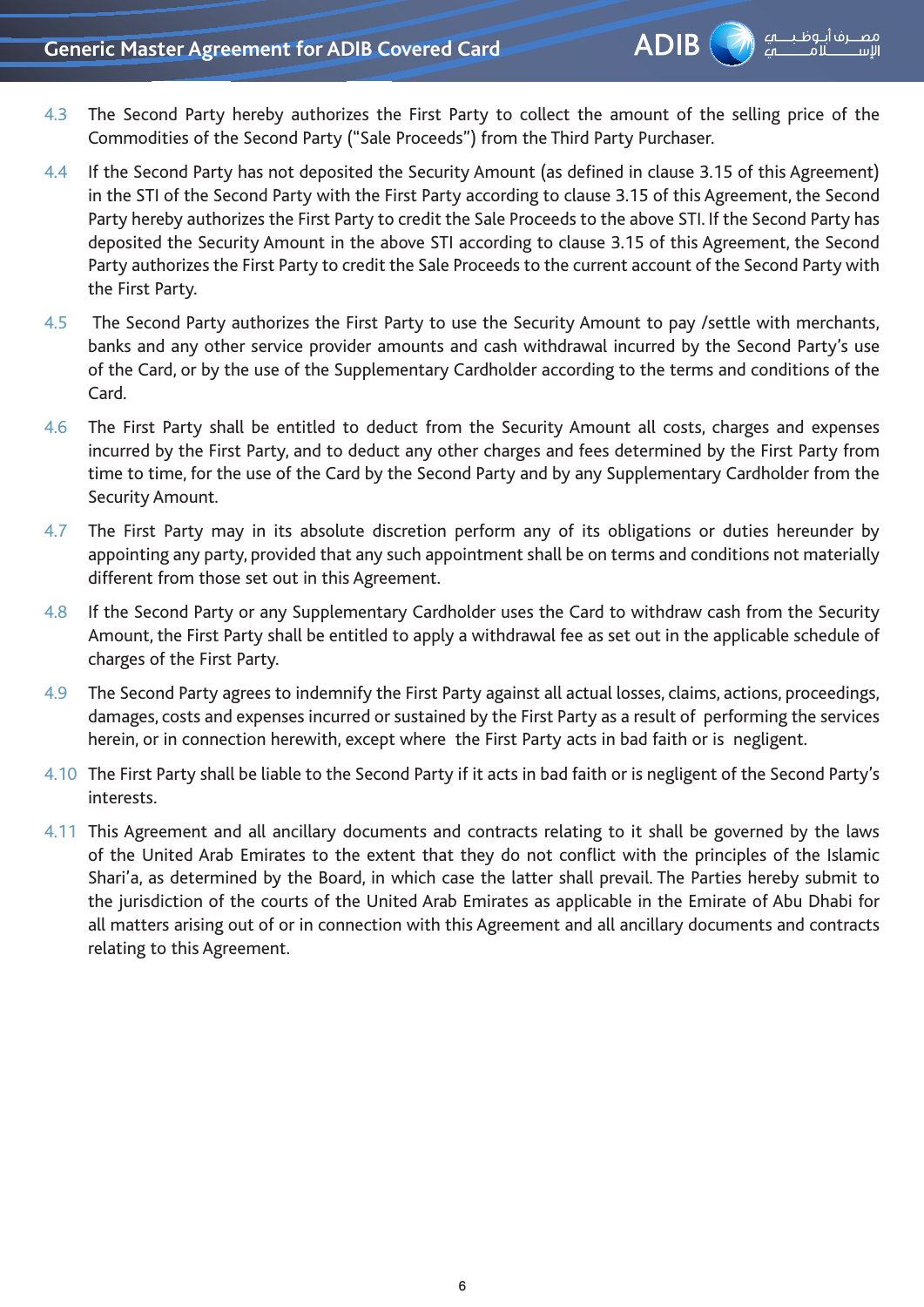4.3 The Second Party hereby authorizes the First Party to collect the amount of the selling price of the Commodities of the Second Party ("Sale Proceeds") from the Third Party Purchaser.

4.4 If the Second Party has not deposited the Security Amount (as defined in clause 3.15 of this Agreement) in the STI of the Second Party with the First Party according to clause 3.15 of this Agreement, the Second Party hereby authorizes the First Party to credit the Sale Proceeds to the above STI. If the Second Party has deposited the Security Amount in the above STI according to clause 3.15 of this Agreement, the Second Party authorizes the First Party to credit the Sale Proceeds to the current account of the Second Party with the First Party.

4.5 The Second Party authorizes the First Party to use the Security Amount to pay /settle with merchants, banks and any other service provider amounts and cash withdrawal incurred by the Second Party's use of the Card, or by the use of the Supplementary Cardholder according to the terms and conditions of the Card.

4.6 The First Party shall be entitled to deduct from the Security Amount all costs, charges and expenses incurred by the First Party, and to deduct any other charges and fees determined by the First Party from time to time, for the use of the Card by the Second Party and by any Supplementary Cardholder from the Security Amount.

4.7 The First Party may in its absolute discretion perform any of its obligations or duties hereunder by appointing any party, provided that any such appointment shall be on terms and conditions not materially different from those set out in this Agreement.

4.8 If the Second Party or any Supplementary Cardholder uses the Card to withdraw cash from the Security Amount, the First Party shall be entitled to apply a withdrawal fee as set out in the applicable schedule of charges of the First Party.

4.9 The Second Party agrees to indemnify the First Party against all actual losses, claims, actions, proceedings, damages, costs and expenses incurred or sustained by the First Party as a result of performing the services herein, or in connection herewith, except where the First Party acts in bad faith or is negligent.

4.10 The First Party shall be liable to the Second Party if it acts in bad faith or is negligent of the Second Party's interests.

4.11 This Agreement and all ancillary documents and contracts relating to it shall be governed by the laws of the United Arab Emirates to the extent that they do not conflict with the principles of the Islamic Shari'a, as determined by the Board, in which case the latter shall prevail. The Parties hereby submit to the jurisdiction of the courts of the United Arab Emirates as applicable in the Emirate of Abu Dhabi for all matters arising out of or in connection with this Agreement and all ancillary documents and contracts relating to this Agreement.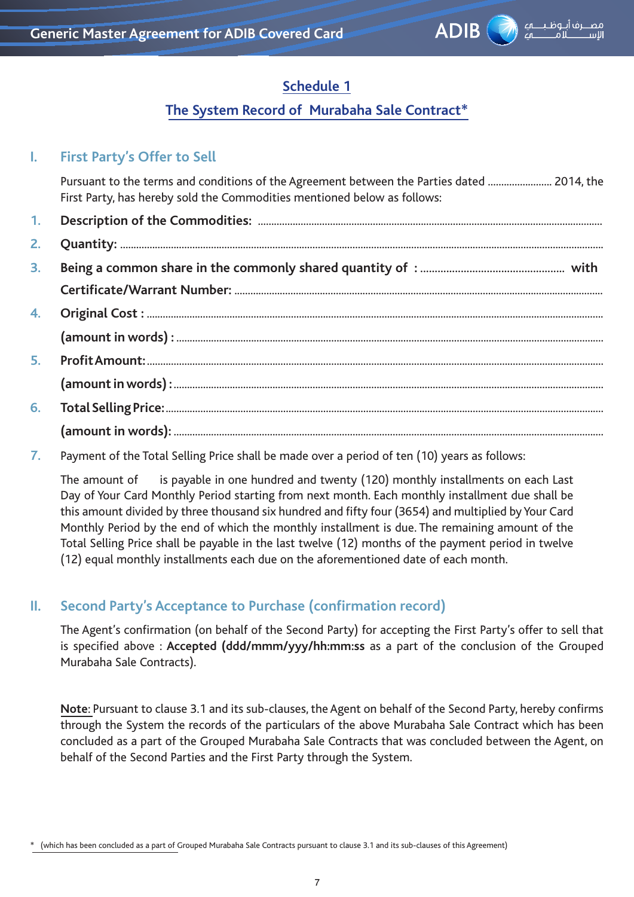## Schedule 1

## The System Record of Murabaha Sale Contract*

### I. First Party's Offer to Sell

Pursuant to the terms and conditions of the Agreement between the Parties dated ........................ 2014, the First Party, has hereby sold the Commodities mentioned below as follows:

1. **Description of the Commodities:** ........................................................................................................................

2. **Quantity:** ........................................................................................................................................................

3. **Being a common share in the commonly shared quantity of :** ................................................. **with Certificate/Warrant Number:** ........................................................................................................................

4. **Original Cost :** ........................................................................................................................................................

   **(amount in words) :** ........................................................................................................................................

5. **Profit Amount:** ........................................................................................................................................................

   **(amount in words) :** ........................................................................................................................................

6. **Total Selling Price:** ........................................................................................................................................

   **(amount in words):** ........................................................................................................................................

7. Payment of the Total Selling Price shall be made over a period of ten (10) years as follows:

   The amount of      is payable in one hundred and twenty (120) monthly installments on each Last Day of Your Card Monthly Period starting from next month. Each monthly installment due shall be this amount divided by three thousand six hundred and fifty four (3654) and multiplied by Your Card Monthly Period by the end of which the monthly installment is due. The remaining amount of the Total Selling Price shall be payable in the last twelve (12) months of the payment period in twelve (12) equal monthly installments each due on the aforementioned date of each month.

### II. Second Party's Acceptance to Purchase (confirmation record)

The Agent's confirmation (on behalf of the Second Party) for accepting the First Party's offer to sell that is specified above : **Accepted (ddd/mmm/yyy/hh:mm:ss** as a part of the conclusion of the Grouped Murabaha Sale Contracts).

**Note:** Pursuant to clause 3.1 and its sub-clauses, the Agent on behalf of the Second Party, hereby confirms through the System the records of the particulars of the above Murabaha Sale Contract which has been concluded as a part of the Grouped Murabaha Sale Contracts that was concluded between the Agent, on behalf of the Second Parties and the First Party through the System.

---

* (which has been concluded as a part of Grouped Murabaha Sale Contracts pursuant to clause 3.1 and its sub-clauses of this Agreement)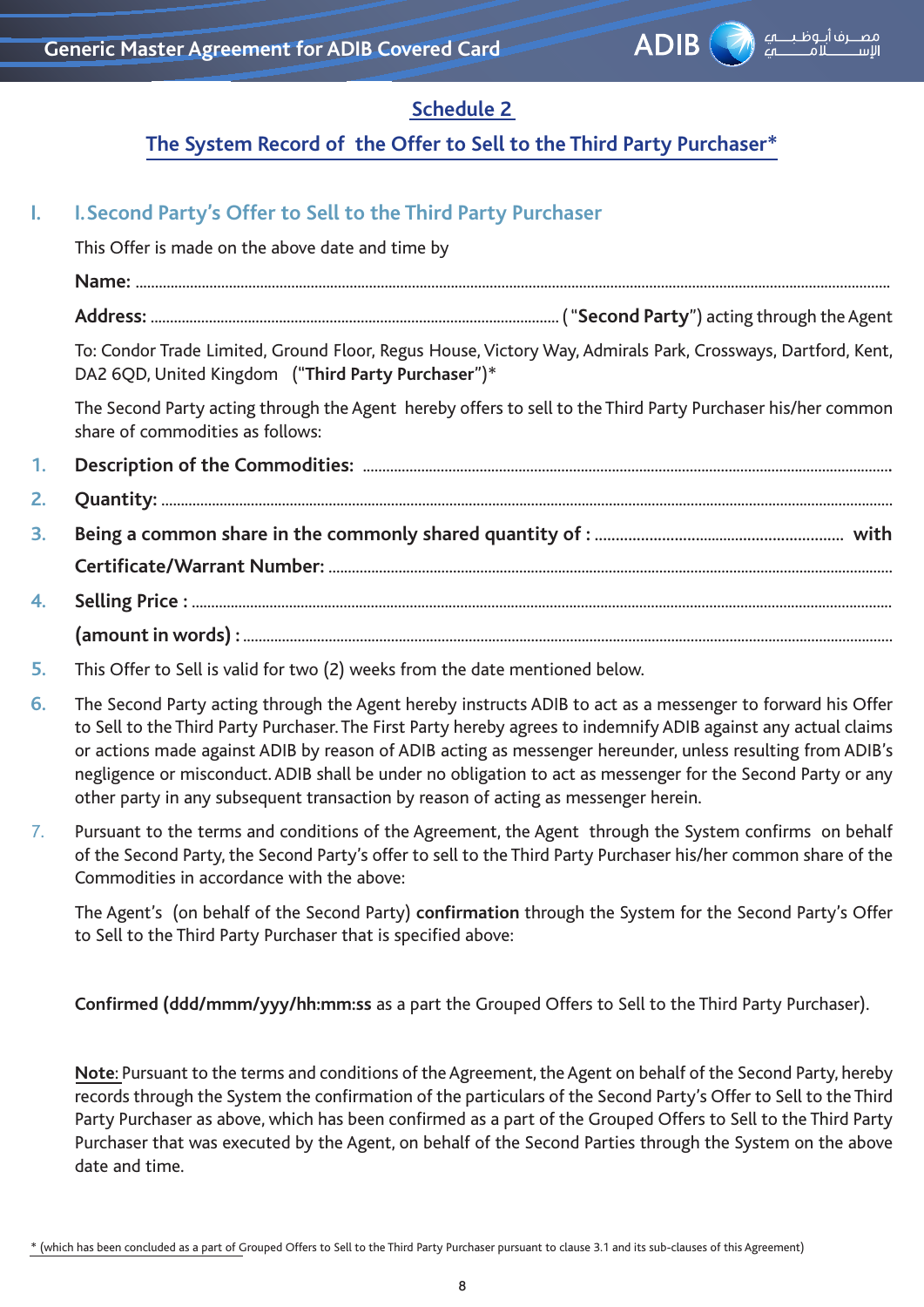## Schedule 2

## The System Record of the Offer to Sell to the Third Party Purchaser*

### I. I. Second Party's Offer to Sell to the Third Party Purchaser

This Offer is made on the above date and time by

**Name:** ..............................................................................................................................................................................

**Address:** ........................................................................................................ ( "**Second Party**") acting through the Agent

To: Condor Trade Limited, Ground Floor, Regus House, Victory Way, Admirals Park, Crossways, Dartford, Kent, DA2 6QD, United Kingdom ("**Third Party Purchaser**")*

The Second Party acting through the Agent hereby offers to sell to the Third Party Purchaser his/her common share of commodities as follows:

1. **Description of the Commodities:** ......................................................................................................................

2. **Quantity:** ..............................................................................................................................................................

3. **Being a common share in the commonly shared quantity of :** ........................................................ **with**

   **Certificate/Warrant Number:** ..................................................................................................................................

4. **Selling Price :** ......................................................................................................................................................

   **(amount in words) :** ...............................................................................................................................................

5. This Offer to Sell is valid for two (2) weeks from the date mentioned below.

6. The Second Party acting through the Agent hereby instructs ADIB to act as a messenger to forward his Offer to Sell to the Third Party Purchaser. The First Party hereby agrees to indemnify ADIB against any actual claims or actions made against ADIB by reason of ADIB acting as messenger hereunder, unless resulting from ADIB's negligence or misconduct. ADIB shall be under no obligation to act as messenger for the Second Party or any other party in any subsequent transaction by reason of acting as messenger herein.

7. Pursuant to the terms and conditions of the Agreement, the Agent through the System confirms on behalf of the Second Party, the Second Party's offer to sell to the Third Party Purchaser his/her common share of the Commodities in accordance with the above:

   The Agent's (on behalf of the Second Party) **confirmation** through the System for the Second Party's Offer to Sell to the Third Party Purchaser that is specified above:

**Confirmed (ddd/mmm/yyy/hh:mm:ss** as a part the Grouped Offers to Sell to the Third Party Purchaser).

**Note:** Pursuant to the terms and conditions of the Agreement, the Agent on behalf of the Second Party, hereby records through the System the confirmation of the particulars of the Second Party's Offer to Sell to the Third Party Purchaser as above, which has been confirmed as a part of the Grouped Offers to Sell to the Third Party Purchaser that was executed by the Agent, on behalf of the Second Parties through the System on the above date and time.

\* (which has been concluded as a part of Grouped Offers to Sell to the Third Party Purchaser pursuant to clause 3.1 and its sub-clauses of this Agreement)